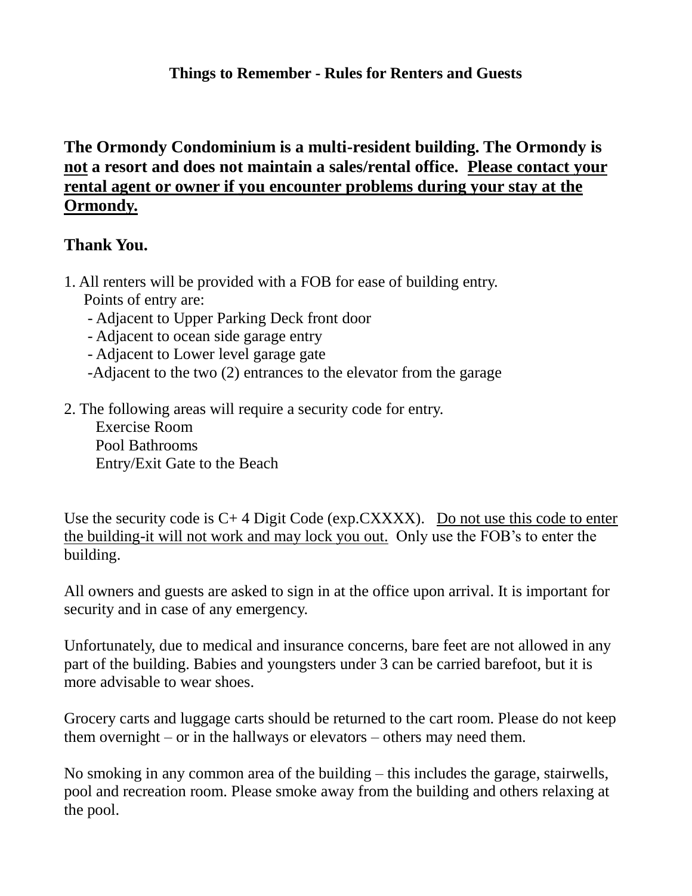**Things to Remember - Rules for Renters and Guests**

**The Ormondy Condominium is a multi-resident building. The Ormondy is <u>not</u> a resort and does not maintain a sales/rental office. <u>Please contact your rental agent or owner if you encounter problems during your stay at the Ormondy.</u>**

**Thank You.**

1. All renters will be provided with a FOB for ease of building entry.
   Points of entry are:
   - Adjacent to Upper Parking Deck front door
   - Adjacent to ocean side garage entry
   - Adjacent to Lower level garage gate
   - Adjacent to the two (2) entrances to the elevator from the garage

2. The following areas will require a security code for entry.
   Exercise Room
   Pool Bathrooms
   Entry/Exit Gate to the Beach

Use the security code is C+ 4 Digit Code (exp.CXXXX). <u>Do not use this code to enter the building-it will not work and may lock you out.</u> Only use the FOB's to enter the building.

All owners and guests are asked to sign in at the office upon arrival. It is important for security and in case of any emergency.

Unfortunately, due to medical and insurance concerns, bare feet are not allowed in any part of the building. Babies and youngsters under 3 can be carried barefoot, but it is more advisable to wear shoes.

Grocery carts and luggage carts should be returned to the cart room. Please do not keep them overnight – or in the hallways or elevators – others may need them.

No smoking in any common area of the building – this includes the garage, stairwells, pool and recreation room. Please smoke away from the building and others relaxing at the pool.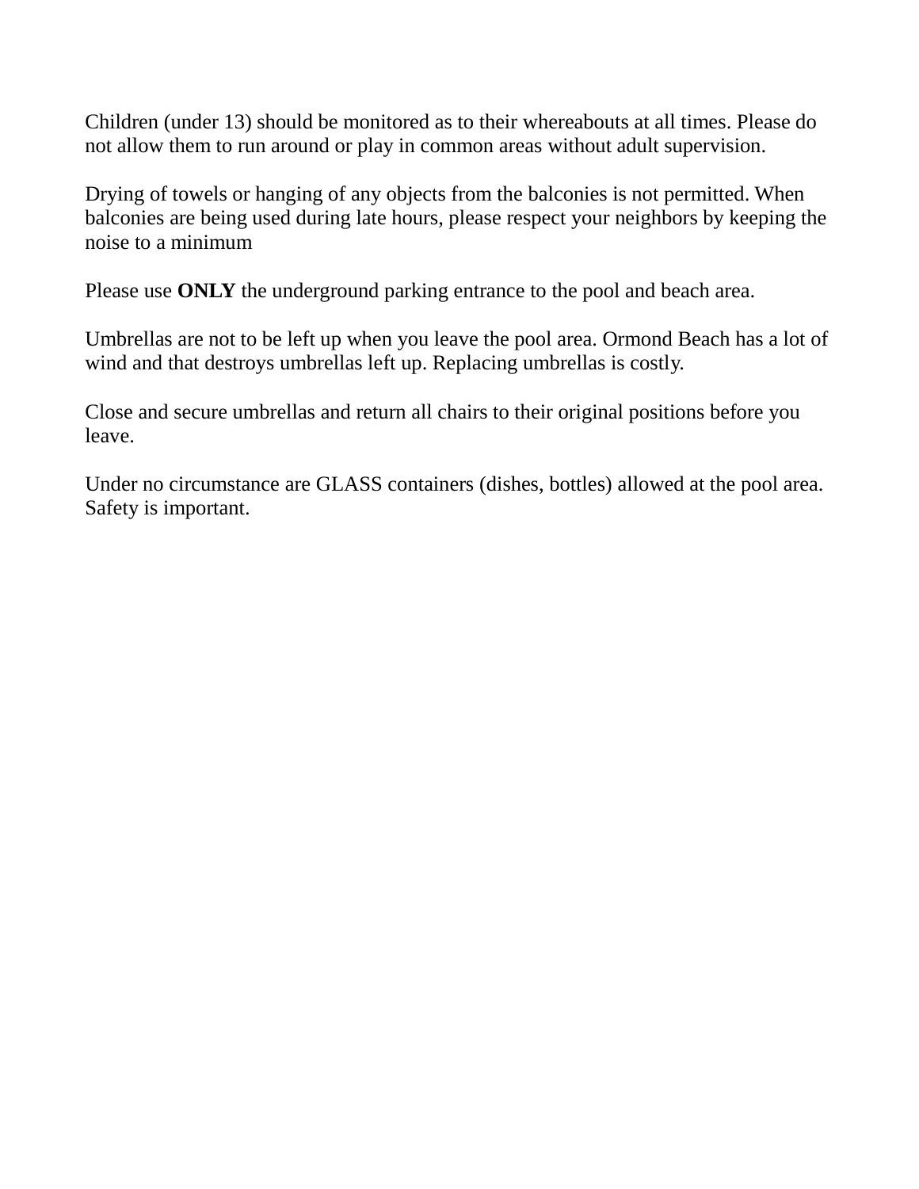Children (under 13) should be monitored as to their whereabouts at all times. Please do not allow them to run around or play in common areas without adult supervision.

Drying of towels or hanging of any objects from the balconies is not permitted. When balconies are being used during late hours, please respect your neighbors by keeping the noise to a minimum

Please use **ONLY** the underground parking entrance to the pool and beach area.

Umbrellas are not to be left up when you leave the pool area. Ormond Beach has a lot of wind and that destroys umbrellas left up. Replacing umbrellas is costly.

Close and secure umbrellas and return all chairs to their original positions before you leave.

Under no circumstance are GLASS containers (dishes, bottles) allowed at the pool area. Safety is important.